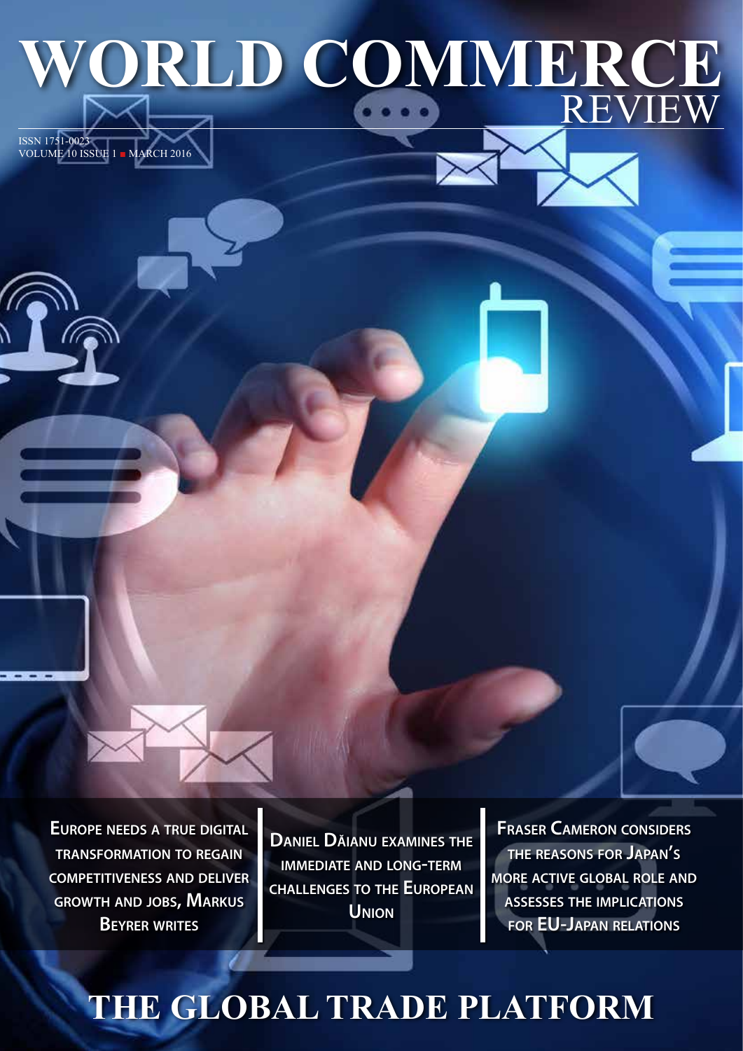# WORLD COMMERCE REVIEW

ISSN 1751-0023
VOLUME 10 ISSUE 1 ■ MARCH 2016

**Europe needs a true digital transformation to regain competitiveness and deliver growth and jobs, Markus Beyrer writes**

**Daniel Dăianu examines the immediate and long-term challenges to the European Union**

**Fraser Cameron considers the reasons for Japan's more active global role and assesses the implications for EU-Japan relations**

## THE GLOBAL TRADE PLATFORM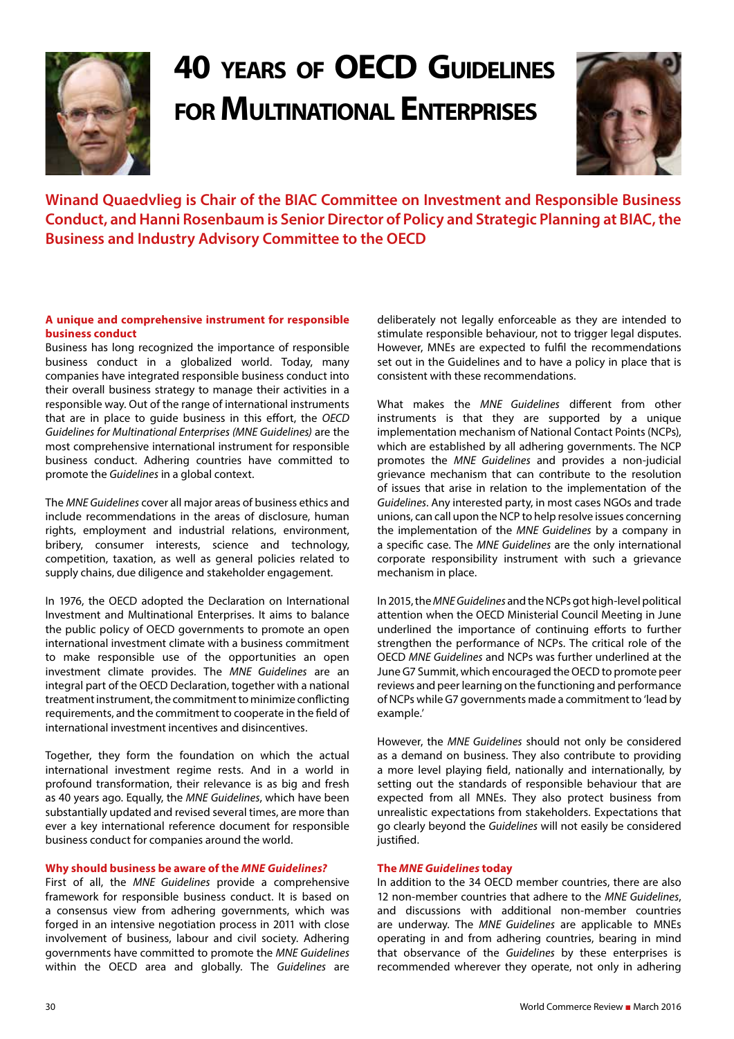# 40 years of OECD Guidelines for Multinational Enterprises

**Winand Quaedvlieg is Chair of the BIAC Committee on Investment and Responsible Business Conduct, and Hanni Rosenbaum is Senior Director of Policy and Strategic Planning at BIAC, the Business and Industry Advisory Committee to the OECD**

**A unique and comprehensive instrument for responsible business conduct**

Business has long recognized the importance of responsible business conduct in a globalized world. Today, many companies have integrated responsible business conduct into their overall business strategy to manage their activities in a responsible way. Out of the range of international instruments that are in place to guide business in this effort, the *OECD Guidelines for Multinational Enterprises (MNE Guidelines)* are the most comprehensive international instrument for responsible business conduct. Adhering countries have committed to promote the *Guidelines* in a global context.

The *MNE Guidelines* cover all major areas of business ethics and include recommendations in the areas of disclosure, human rights, employment and industrial relations, environment, bribery, consumer interests, science and technology, competition, taxation, as well as general policies related to supply chains, due diligence and stakeholder engagement.

In 1976, the OECD adopted the Declaration on International Investment and Multinational Enterprises. It aims to balance the public policy of OECD governments to promote an open international investment climate with a business commitment to make responsible use of the opportunities an open investment climate provides. The *MNE Guidelines* are an integral part of the OECD Declaration, together with a national treatment instrument, the commitment to minimize conflicting requirements, and the commitment to cooperate in the field of international investment incentives and disincentives.

Together, they form the foundation on which the actual international investment regime rests. And in a world in profound transformation, their relevance is as big and fresh as 40 years ago. Equally, the *MNE Guidelines*, which have been substantially updated and revised several times, are more than ever a key international reference document for responsible business conduct for companies around the world.

**Why should business be aware of the *MNE Guidelines?***

First of all, the *MNE Guidelines* provide a comprehensive framework for responsible business conduct. It is based on a consensus view from adhering governments, which was forged in an intensive negotiation process in 2011 with close involvement of business, labour and civil society. Adhering governments have committed to promote the *MNE Guidelines* within the OECD area and globally. The *Guidelines* are deliberately not legally enforceable as they are intended to stimulate responsible behaviour, not to trigger legal disputes. However, MNEs are expected to fulfil the recommendations set out in the Guidelines and to have a policy in place that is consistent with these recommendations.

What makes the *MNE Guidelines* different from other instruments is that they are supported by a unique implementation mechanism of National Contact Points (NCPs), which are established by all adhering governments. The NCP promotes the *MNE Guidelines* and provides a non-judicial grievance mechanism that can contribute to the resolution of issues that arise in relation to the implementation of the *Guidelines*. Any interested party, in most cases NGOs and trade unions, can call upon the NCP to help resolve issues concerning the implementation of the *MNE Guidelines* by a company in a specific case. The *MNE Guidelines* are the only international corporate responsibility instrument with such a grievance mechanism in place.

In 2015, the *MNE Guidelines* and the NCPs got high-level political attention when the OECD Ministerial Council Meeting in June underlined the importance of continuing efforts to further strengthen the performance of NCPs. The critical role of the OECD *MNE Guidelines* and NCPs was further underlined at the June G7 Summit, which encouraged the OECD to promote peer reviews and peer learning on the functioning and performance of NCPs while G7 governments made a commitment to 'lead by example.'

However, the *MNE Guidelines* should not only be considered as a demand on business. They also contribute to providing a more level playing field, nationally and internationally, by setting out the standards of responsible behaviour that are expected from all MNEs. They also protect business from unrealistic expectations from stakeholders. Expectations that go clearly beyond the *Guidelines* will not easily be considered justified.

**The *MNE Guidelines* today**

In addition to the 34 OECD member countries, there are also 12 non-member countries that adhere to the *MNE Guidelines*, and discussions with additional non-member countries are underway. The *MNE Guidelines* are applicable to MNEs operating in and from adhering countries, bearing in mind that observance of the *Guidelines* by these enterprises is recommended wherever they operate, not only in adhering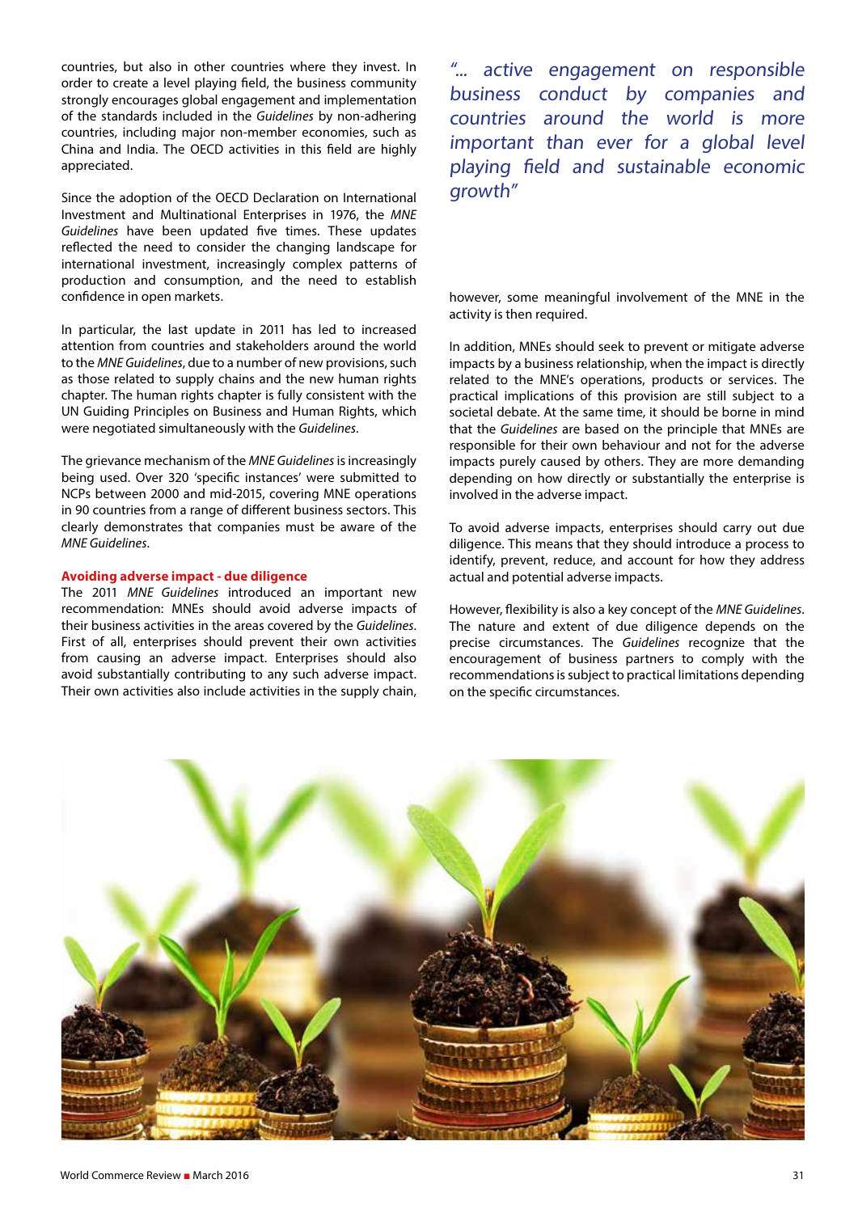countries, but also in other countries where they invest. In order to create a level playing field, the business community strongly encourages global engagement and implementation of the standards included in the *Guidelines* by non-adhering countries, including major non-member economies, such as China and India. The OECD activities in this field are highly appreciated.

Since the adoption of the OECD Declaration on International Investment and Multinational Enterprises in 1976, the *MNE Guidelines* have been updated five times. These updates reflected the need to consider the changing landscape for international investment, increasingly complex patterns of production and consumption, and the need to establish confidence in open markets.

In particular, the last update in 2011 has led to increased attention from countries and stakeholders around the world to the *MNE Guidelines*, due to a number of new provisions, such as those related to supply chains and the new human rights chapter. The human rights chapter is fully consistent with the UN Guiding Principles on Business and Human Rights, which were negotiated simultaneously with the *Guidelines*.

The grievance mechanism of the *MNE Guidelines* is increasingly being used. Over 320 'specific instances' were submitted to NCPs between 2000 and mid-2015, covering MNE operations in 90 countries from a range of different business sectors. This clearly demonstrates that companies must be aware of the *MNE Guidelines*.

**Avoiding adverse impact - due diligence**

The 2011 *MNE Guidelines* introduced an important new recommendation: MNEs should avoid adverse impacts of their business activities in the areas covered by the *Guidelines*. First of all, enterprises should prevent their own activities from causing an adverse impact. Enterprises should also avoid substantially contributing to any such adverse impact. Their own activities also include activities in the supply chain, however, some meaningful involvement of the MNE in the activity is then required.

> *"... active engagement on responsible business conduct by companies and countries around the world is more important than ever for a global level playing field and sustainable economic growth"*

In addition, MNEs should seek to prevent or mitigate adverse impacts by a business relationship, when the impact is directly related to the MNE's operations, products or services. The practical implications of this provision are still subject to a societal debate. At the same time, it should be borne in mind that the *Guidelines* are based on the principle that MNEs are responsible for their own behaviour and not for the adverse impacts purely caused by others. They are more demanding depending on how directly or substantially the enterprise is involved in the adverse impact.

To avoid adverse impacts, enterprises should carry out due diligence. This means that they should introduce a process to identify, prevent, reduce, and account for how they address actual and potential adverse impacts.

However, flexibility is also a key concept of the *MNE Guidelines*. The nature and extent of due diligence depends on the precise circumstances. The *Guidelines* recognize that the encouragement of business partners to comply with the recommendations is subject to practical limitations depending on the specific circumstances.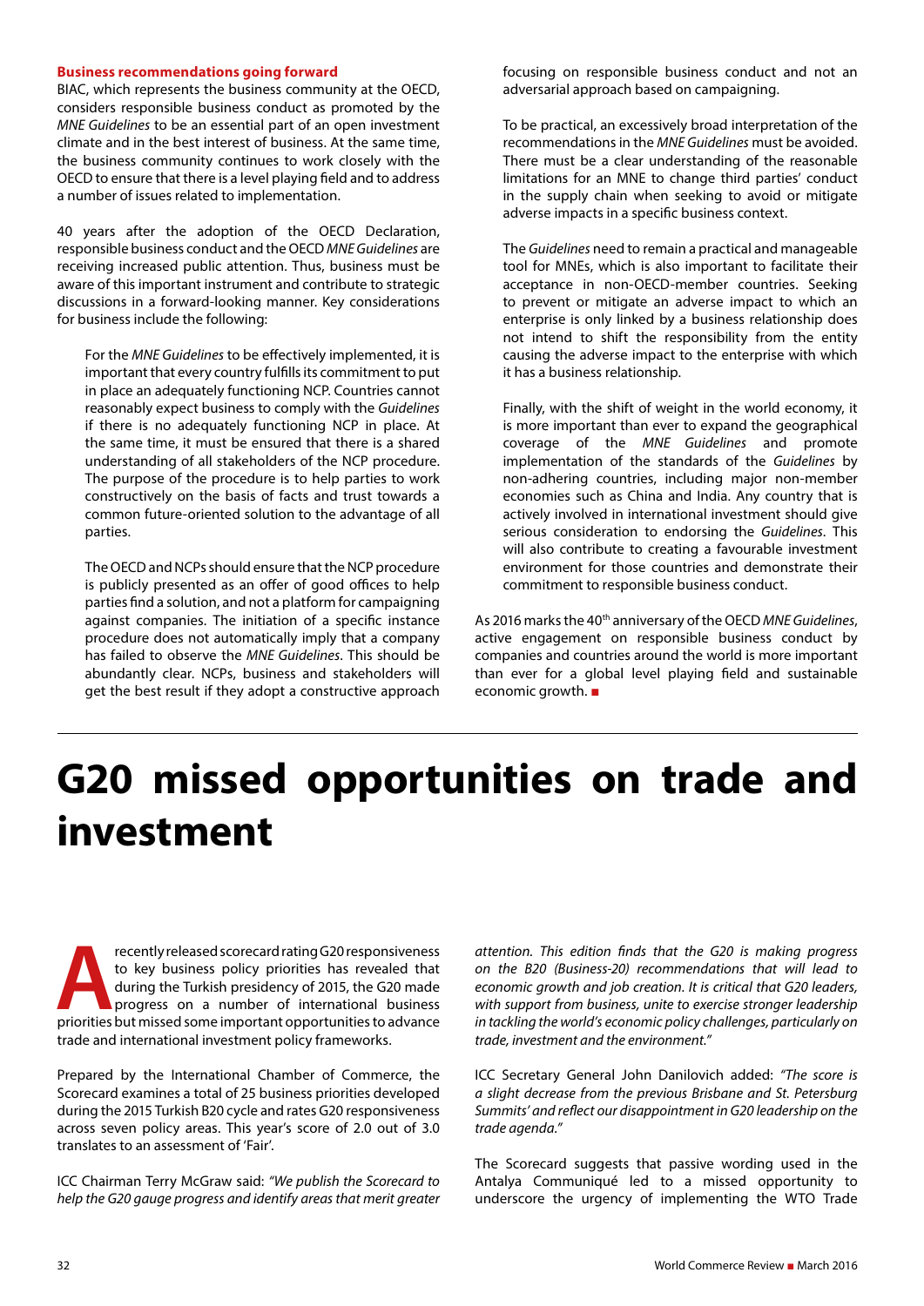### Business recommendations going forward

BIAC, which represents the business community at the OECD, considers responsible business conduct as promoted by the *MNE Guidelines* to be an essential part of an open investment climate and in the best interest of business. At the same time, the business community continues to work closely with the OECD to ensure that there is a level playing field and to address a number of issues related to implementation.

40 years after the adoption of the OECD Declaration, responsible business conduct and the OECD *MNE Guidelines* are receiving increased public attention. Thus, business must be aware of this important instrument and contribute to strategic discussions in a forward-looking manner. Key considerations for business include the following:

For the *MNE Guidelines* to be effectively implemented, it is important that every country fulfills its commitment to put in place an adequately functioning NCP. Countries cannot reasonably expect business to comply with the *Guidelines* if there is no adequately functioning NCP in place. At the same time, it must be ensured that there is a shared understanding of all stakeholders of the NCP procedure. The purpose of the procedure is to help parties to work constructively on the basis of facts and trust towards a common future-oriented solution to the advantage of all parties.

The OECD and NCPs should ensure that the NCP procedure is publicly presented as an offer of good offices to help parties find a solution, and not a platform for campaigning against companies. The initiation of a specific instance procedure does not automatically imply that a company has failed to observe the *MNE Guidelines*. This should be abundantly clear. NCPs, business and stakeholders will get the best result if they adopt a constructive approach focusing on responsible business conduct and not an adversarial approach based on campaigning.

To be practical, an excessively broad interpretation of the recommendations in the *MNE Guidelines* must be avoided. There must be a clear understanding of the reasonable limitations for an MNE to change third parties' conduct in the supply chain when seeking to avoid or mitigate adverse impacts in a specific business context.

The *Guidelines* need to remain a practical and manageable tool for MNEs, which is also important to facilitate their acceptance in non-OECD-member countries. Seeking to prevent or mitigate an adverse impact to which an enterprise is only linked by a business relationship does not intend to shift the responsibility from the entity causing the adverse impact to the enterprise with which it has a business relationship.

Finally, with the shift of weight in the world economy, it is more important than ever to expand the geographical coverage of the *MNE Guidelines* and promote implementation of the standards of the *Guidelines* by non-adhering countries, including major non-member economies such as China and India. Any country that is actively involved in international investment should give serious consideration to endorsing the *Guidelines*. This will also contribute to creating a favourable investment environment for those countries and demonstrate their commitment to responsible business conduct.

As 2016 marks the 40th anniversary of the OECD *MNE Guidelines*, active engagement on responsible business conduct by companies and countries around the world is more important than ever for a global level playing field and sustainable economic growth. ■

# G20 missed opportunities on trade and investment

A recently released scorecard rating G20 responsiveness to key business policy priorities has revealed that during the Turkish presidency of 2015, the G20 made progress on a number of international business priorities but missed some important opportunities to advance trade and international investment policy frameworks.

Prepared by the International Chamber of Commerce, the Scorecard examines a total of 25 business priorities developed during the 2015 Turkish B20 cycle and rates G20 responsiveness across seven policy areas. This year's score of 2.0 out of 3.0 translates to an assessment of 'Fair'.

ICC Chairman Terry McGraw said: *"We publish the Scorecard to help the G20 gauge progress and identify areas that merit greater attention. This edition finds that the G20 is making progress on the B20 (Business-20) recommendations that will lead to economic growth and job creation. It is critical that G20 leaders, with support from business, unite to exercise stronger leadership in tackling the world's economic policy challenges, particularly on trade, investment and the environment."*

ICC Secretary General John Danilovich added: *"The score is a slight decrease from the previous Brisbane and St. Petersburg Summits' and reflect our disappointment in G20 leadership on the trade agenda."*

The Scorecard suggests that passive wording used in the Antalya Communiqué led to a missed opportunity to underscore the urgency of implementing the WTO Trade